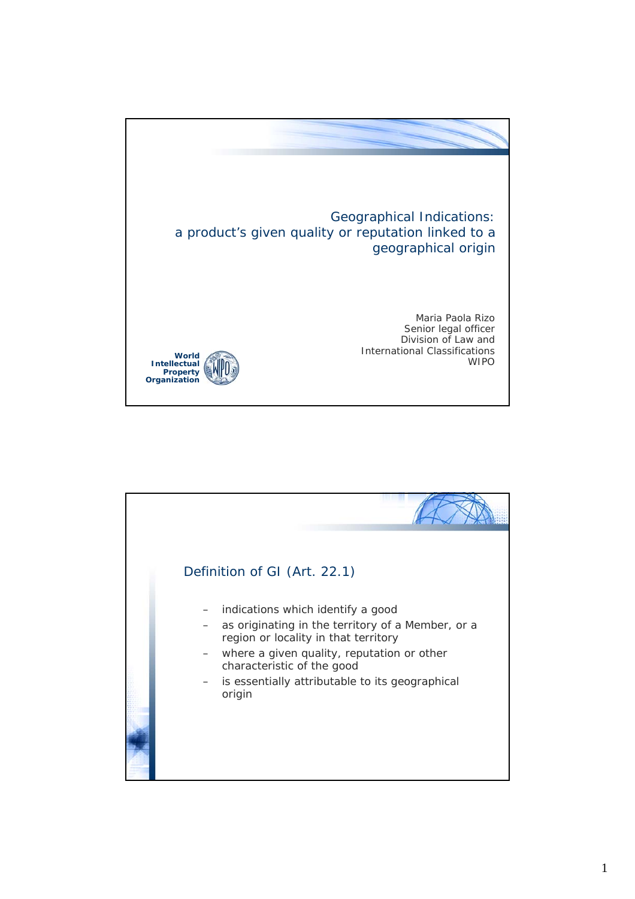# Geographical Indications: a product's given quality or reputation linked to a geographical origin

Maria Paola Rizo
Senior legal officer
Division of Law and
International Classifications
WIPO

World
Intellectual
Property
Organization

## Definition of GI (Art. 22.1)

- indications which identify a good
- as originating in the territory of a Member, or a region or locality in that territory
- where a given quality, reputation or other characteristic of the good
- is essentially attributable to its geographical origin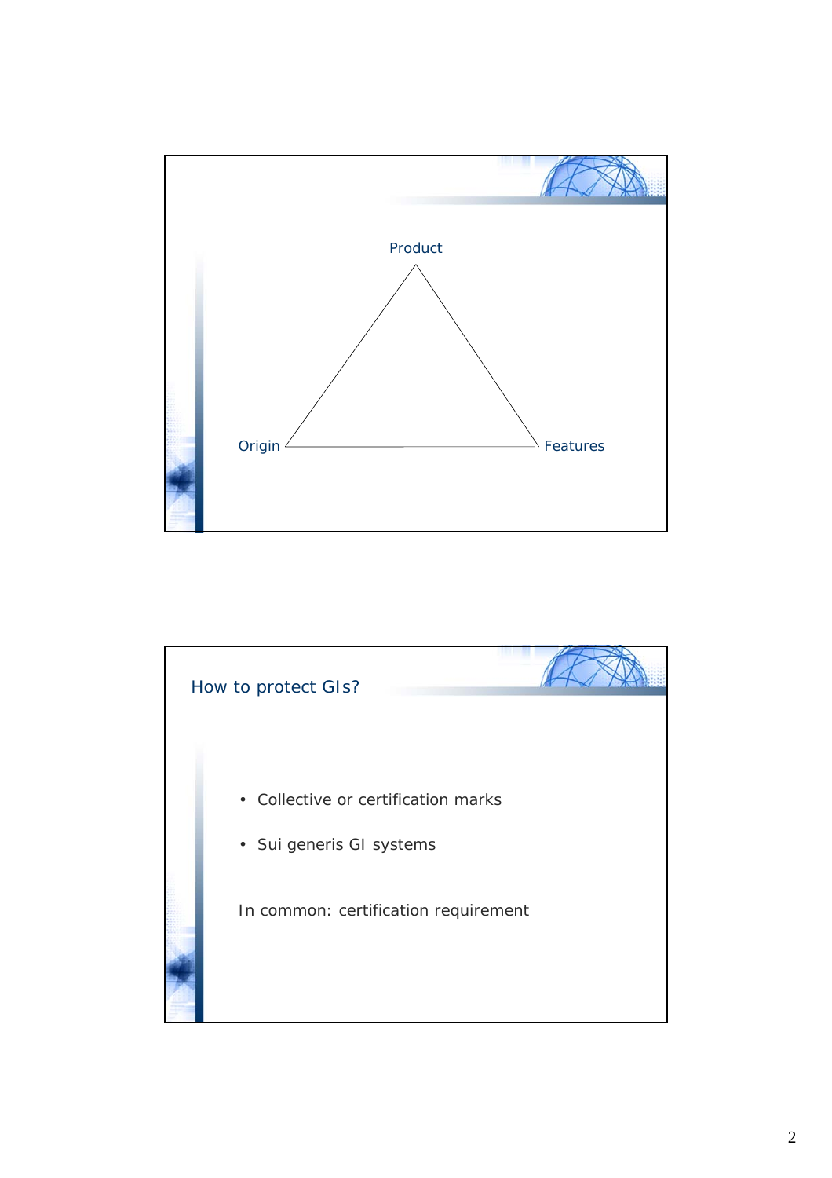Product

Origin

Features

## How to protect GIs?

- Collective or certification marks
- Sui generis GI systems

In common: certification requirement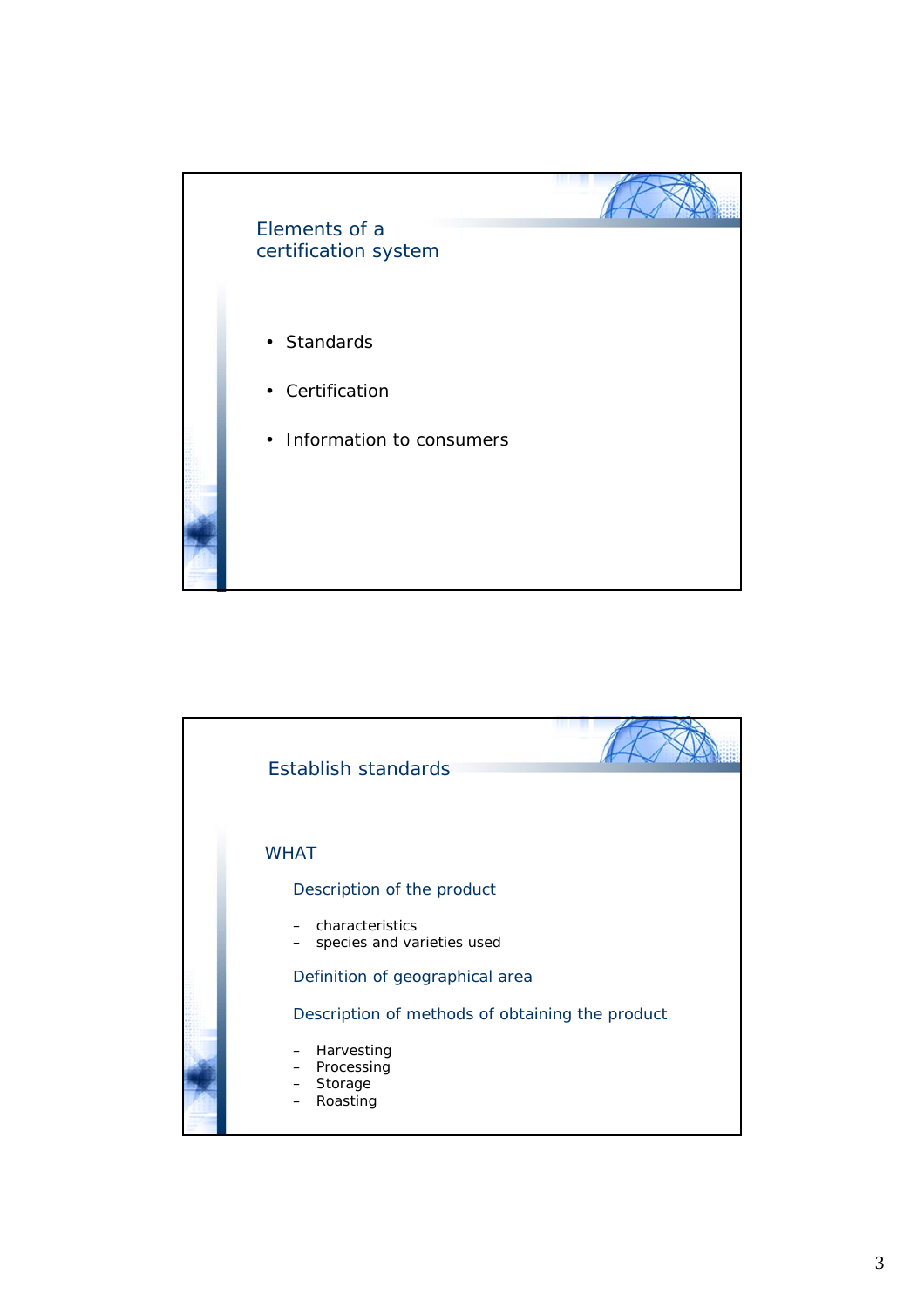## Elements of a certification system

- Standards
- Certification
- Information to consumers

## Establish standards

### WHAT

**Description of the product**

- characteristics
- species and varieties used

**Definition of geographical area**

**Description of methods of obtaining the product**

- Harvesting
- Processing
- Storage
- Roasting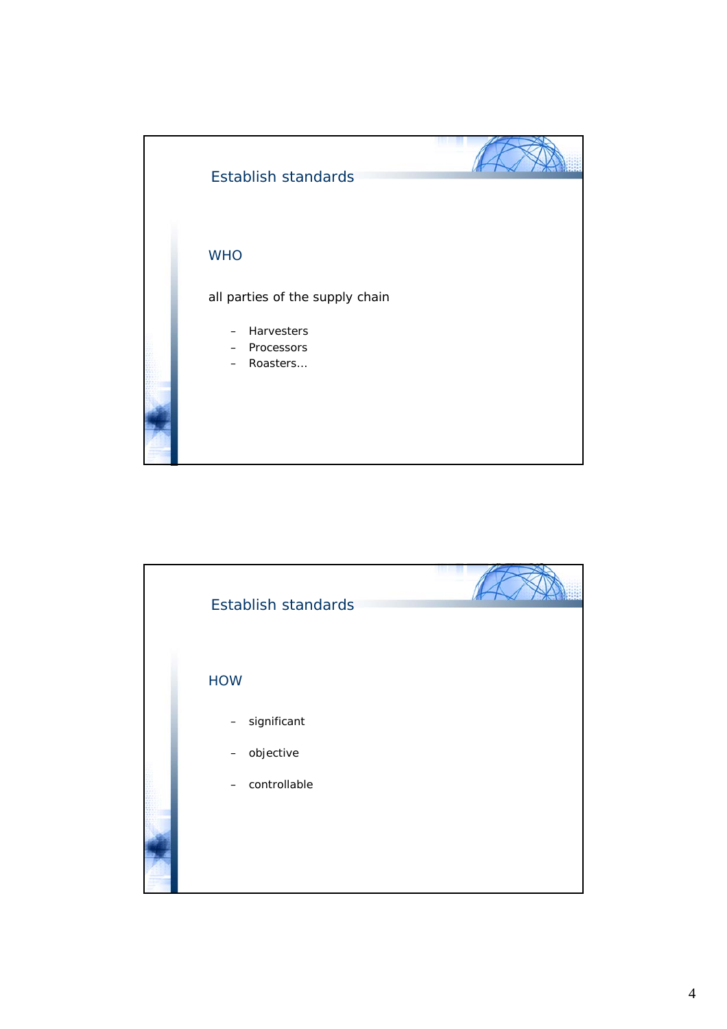## Establish standards

### WHO

all parties of the supply chain

- Harvesters
- Processors
- Roasters…

## Establish standards

### HOW

- significant
- objective
- controllable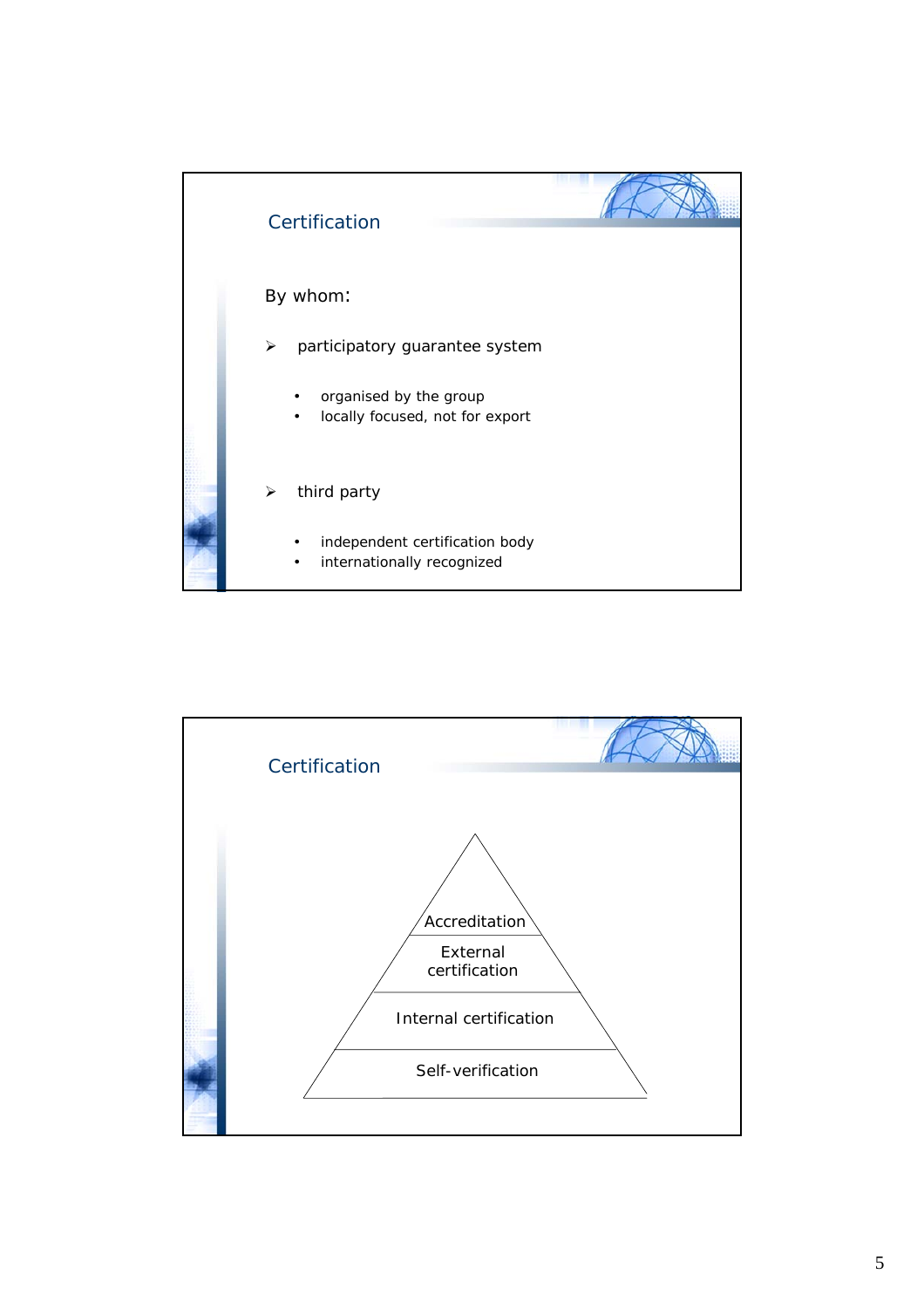## Certification

By whom:

- participatory guarantee system
  - organised by the group
  - locally focused, not for export
- third party
  - independent certification body
  - internationally recognized

## Certification

- Accreditation
- External certification
- Internal certification
- Self-verification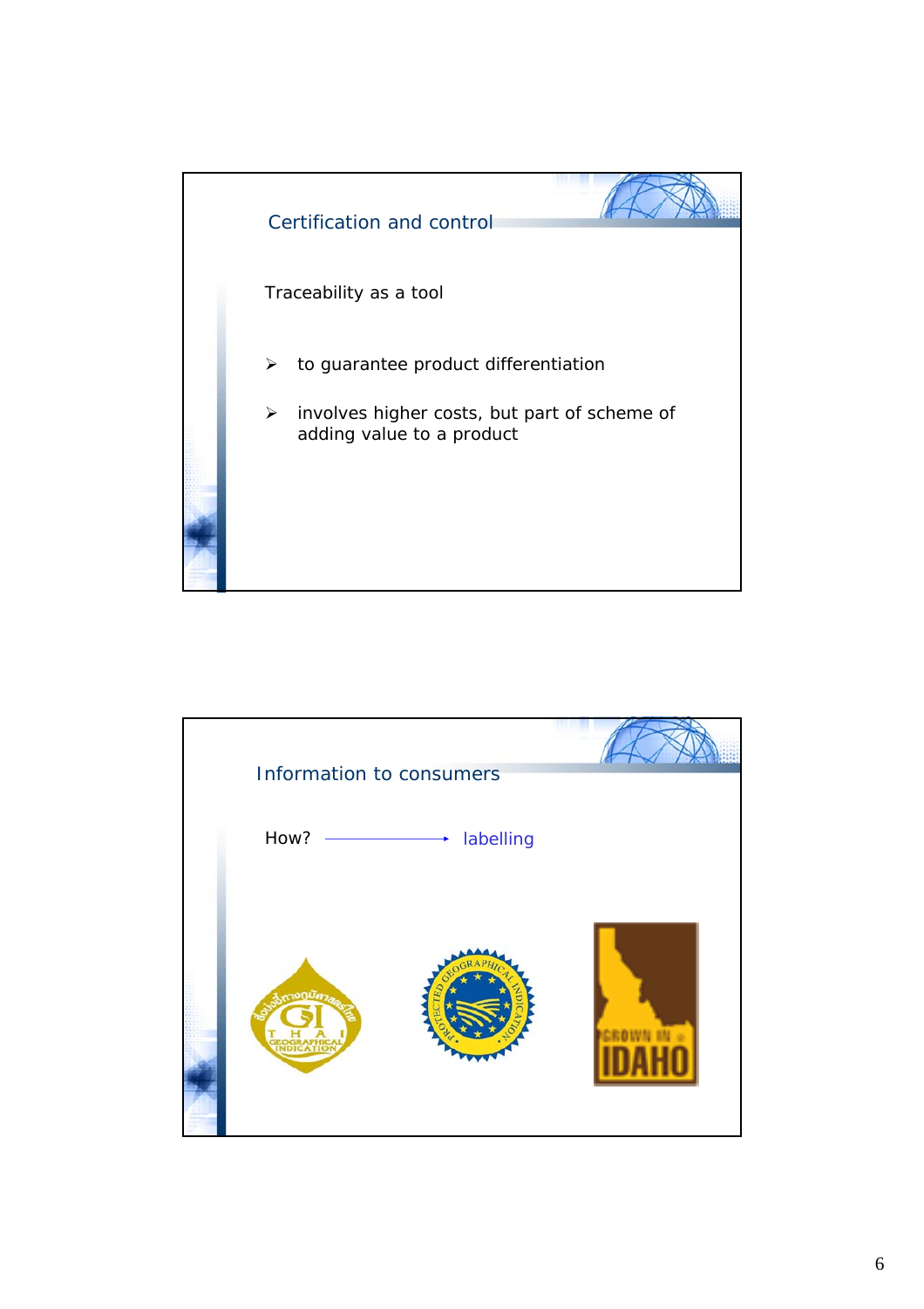## Certification and control

Traceability as a tool

- to guarantee product differentiation
- involves higher costs, but part of scheme of adding value to a product

## Information to consumers

How? → labelling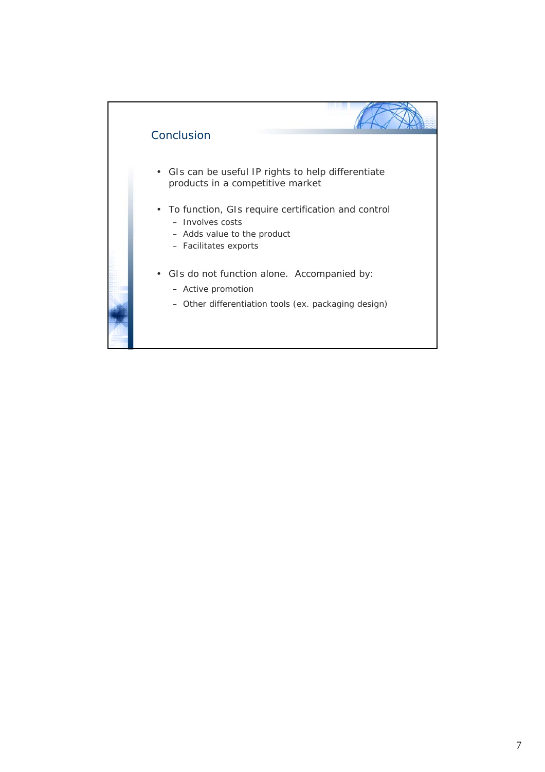## Conclusion

- GIs can be useful IP rights to help differentiate products in a competitive market
- To function, GIs require certification and control
  - Involves costs
  - Adds value to the product
  - Facilitates exports
- GIs do not function alone. Accompanied by:
  - Active promotion
  - Other differentiation tools (ex. packaging design)